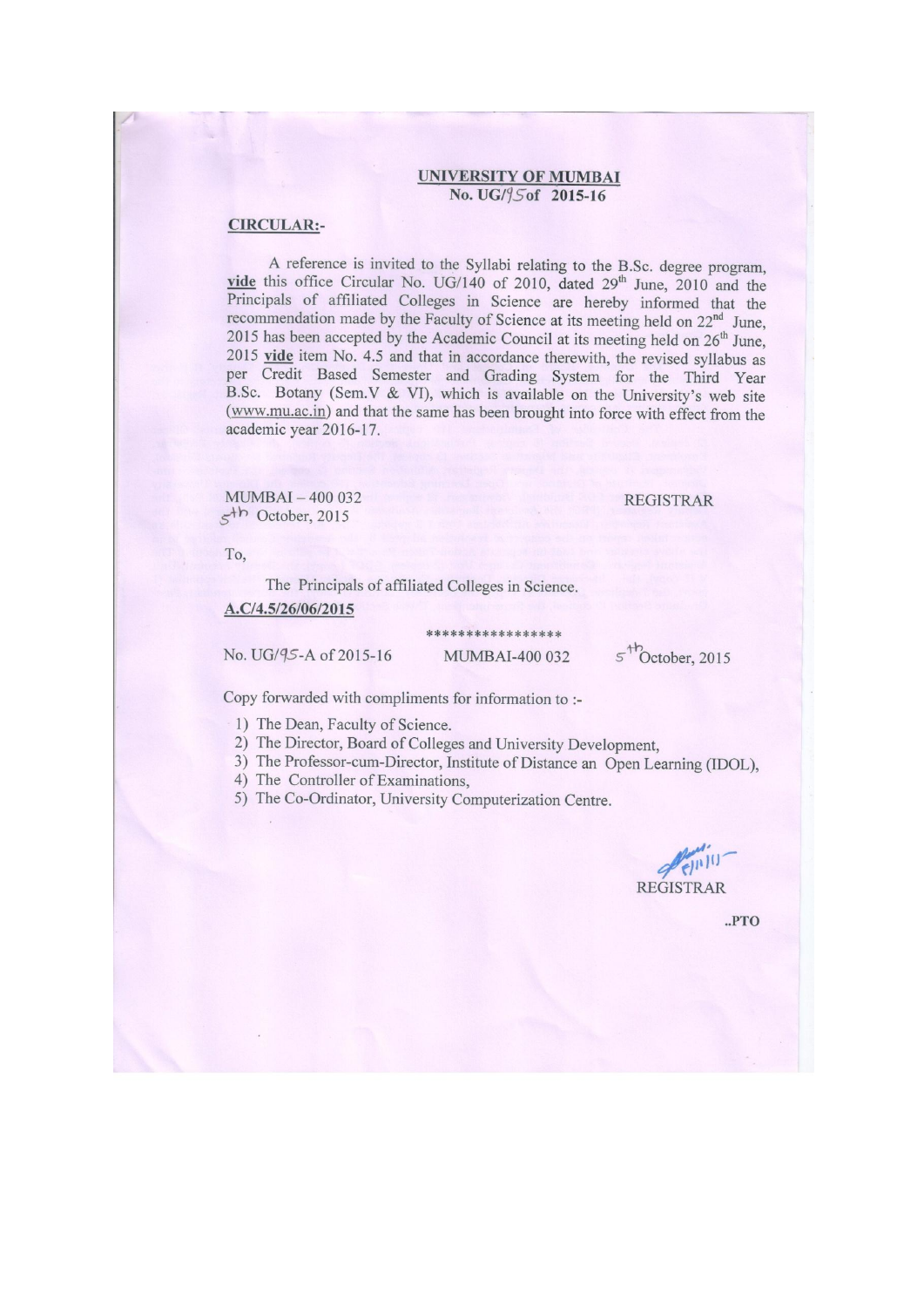**UNIVERSITY OF MUMBAI**
**No. UG/95 of 2015-16**

**CIRCULAR:-**

A reference is invited to the Syllabi relating to the B.Sc. degree program, **vide** this office Circular No. UG/140 of 2010, dated 29th June, 2010 and the Principals of affiliated Colleges in Science are hereby informed that the recommendation made by the Faculty of Science at its meeting held on 22nd June, 2015 has been accepted by the Academic Council at its meeting held on 26th June, 2015 **vide** item No. 4.5 and that in accordance therewith, the revised syllabus as per Credit Based Semester and Grading System for the Third Year B.Sc. Botany (Sem.V & VI), which is available on the University's web site (www.mu.ac.in) and that the same has been brought into force with effect from the academic year 2016-17.

MUMBAI – 400 032
5th October, 2015

REGISTRAR

To,

The Principals of affiliated Colleges in Science.

**A.C/4.5/26/06/2015**

*****************

No. UG/95-A of 2015-16 MUMBAI-400 032 5th October, 2015

Copy forwarded with compliments for information to :-

1) The Dean, Faculty of Science.
2) The Director, Board of Colleges and University Development,
3) The Professor-cum-Director, Institute of Distance an Open Learning (IDOL),
4) The Controller of Examinations,
5) The Co-Ordinator, University Computerization Centre.

REGISTRAR

..PTO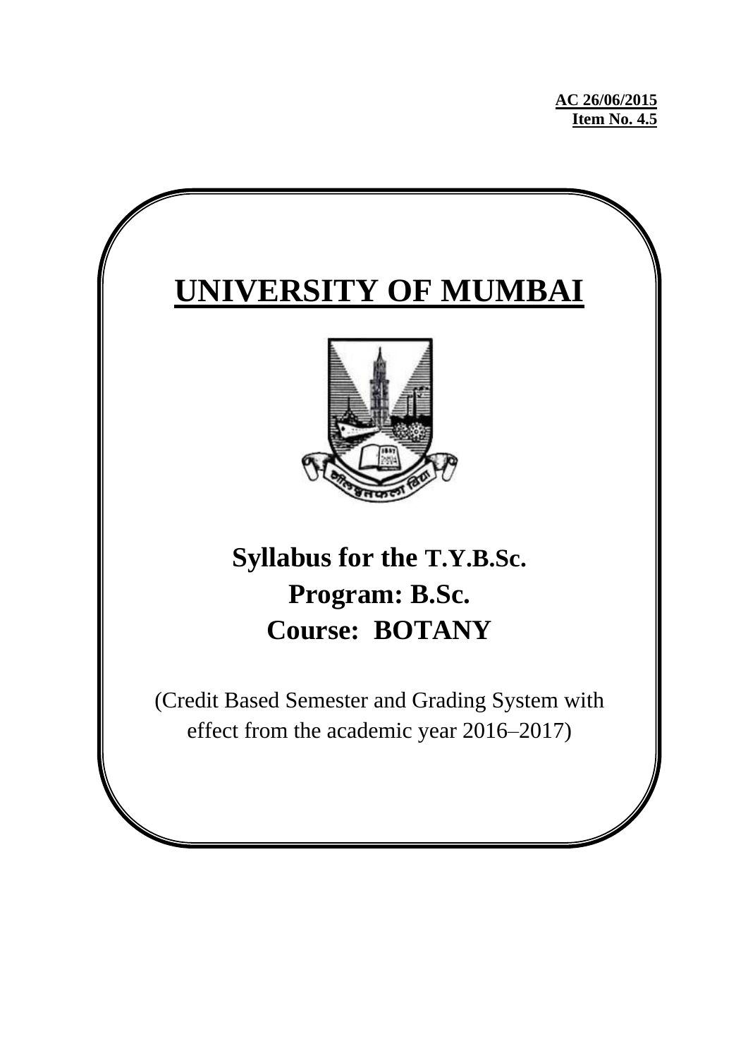**AC 26/06/2015**
**Item No. 4.5**

# UNIVERSITY OF MUMBAI

## Syllabus for the T.Y.B.Sc.
## Program: B.Sc.
## Course: BOTANY

(Credit Based Semester and Grading System with effect from the academic year 2016–2017)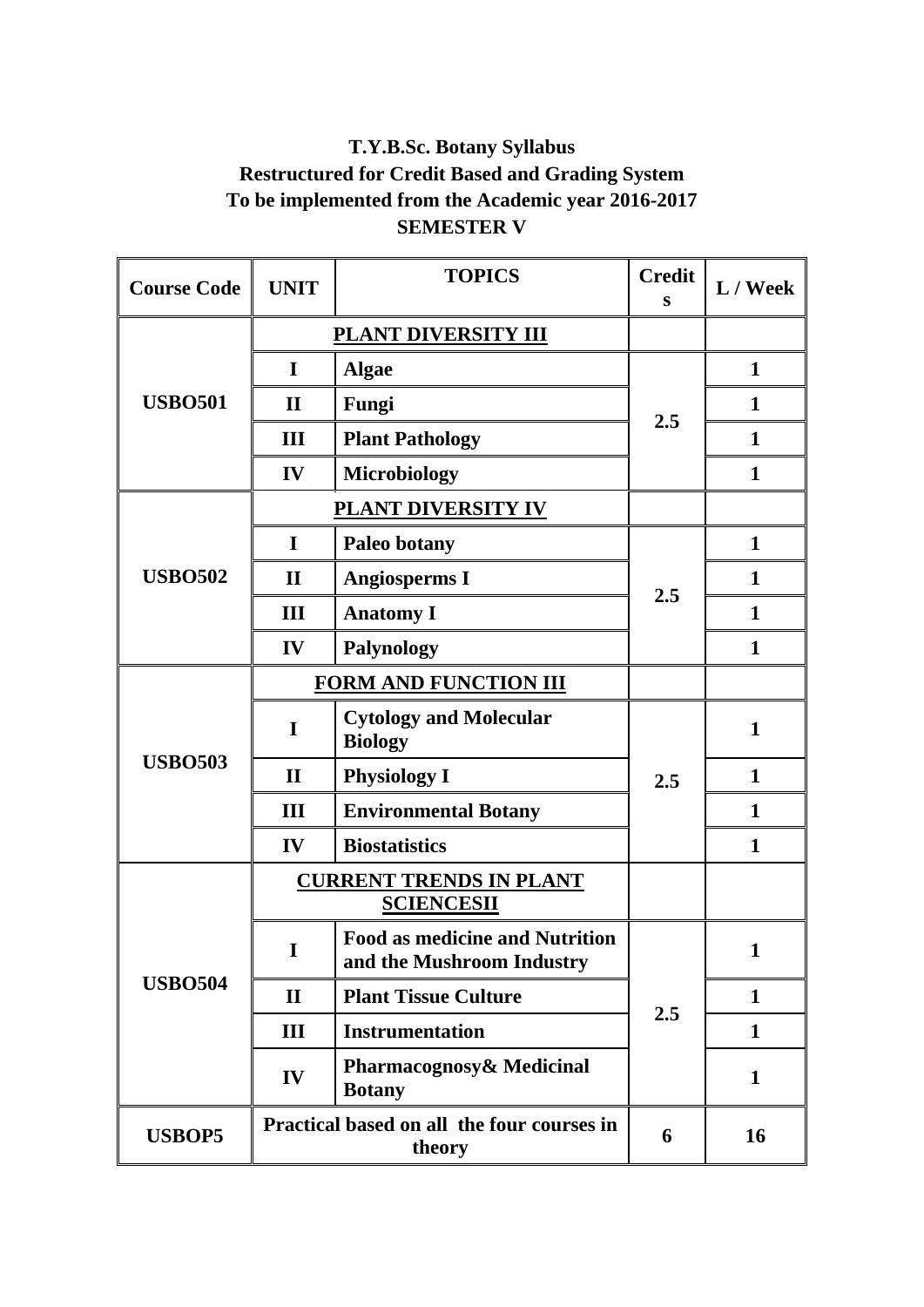**T.Y.B.Sc. Botany Syllabus**
**Restructured for Credit Based and Grading System**
**To be implemented from the Academic year 2016-2017**
**SEMESTER V**

| Course Code | UNIT | TOPICS | Credits | L / Week |
|---|---|---|---|---|
| USBO501 | PLANT DIVERSITY III | | | |
| | I | Algae | 2.5 | 1 |
| | II | Fungi | | 1 |
| | III | Plant Pathology | | 1 |
| | IV | Microbiology | | 1 |
| USBO502 | PLANT DIVERSITY IV | | | |
| | I | Paleo botany | 2.5 | 1 |
| | II | Angiosperms I | | 1 |
| | III | Anatomy I | | 1 |
| | IV | Palynology | | 1 |
| USBO503 | FORM AND FUNCTION III | | | |
| | I | Cytology and Molecular Biology | 2.5 | 1 |
| | II | Physiology I | | 1 |
| | III | Environmental Botany | | 1 |
| | IV | Biostatistics | | 1 |
| USBO504 | CURRENT TRENDS IN PLANT SCIENCESII | | | |
| | I | Food as medicine and Nutrition and the Mushroom Industry | 2.5 | 1 |
| | II | Plant Tissue Culture | | 1 |
| | III | Instrumentation | | 1 |
| | IV | Pharmacognosy& Medicinal Botany | | 1 |
| USBOP5 | Practical based on all the four courses in theory | | 6 | 16 |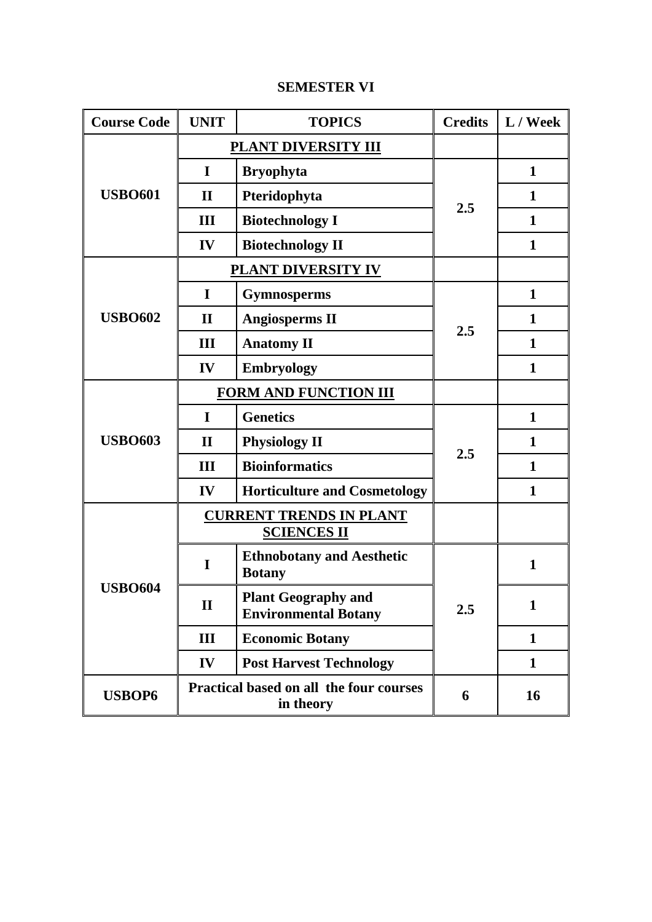## SEMESTER VI

| Course Code | UNIT | TOPICS | Credits | L / Week |
|---|---|---|---|---|
| USBO601 | | **PLANT DIVERSITY III** | | |
| | I | Bryophyta | 2.5 | 1 |
| | II | Pteridophyta | | 1 |
| | III | Biotechnology I | | 1 |
| | IV | Biotechnology II | | 1 |
| USBO602 | | **PLANT DIVERSITY IV** | | |
| | I | Gymnosperms | 2.5 | 1 |
| | II | Angiosperms II | | 1 |
| | III | Anatomy II | | 1 |
| | IV | Embryology | | 1 |
| USBO603 | | **FORM AND FUNCTION III** | | |
| | I | Genetics | 2.5 | 1 |
| | II | Physiology II | | 1 |
| | III | Bioinformatics | | 1 |
| | IV | Horticulture and Cosmetology | | 1 |
| USBO604 | | **CURRENT TRENDS IN PLANT SCIENCES II** | | |
| | I | Ethnobotany and Aesthetic Botany | 2.5 | 1 |
| | II | Plant Geography and Environmental Botany | | 1 |
| | III | Economic Botany | | 1 |
| | IV | Post Harvest Technology | | 1 |
| USBOP6 | | Practical based on all the four courses in theory | 6 | 16 |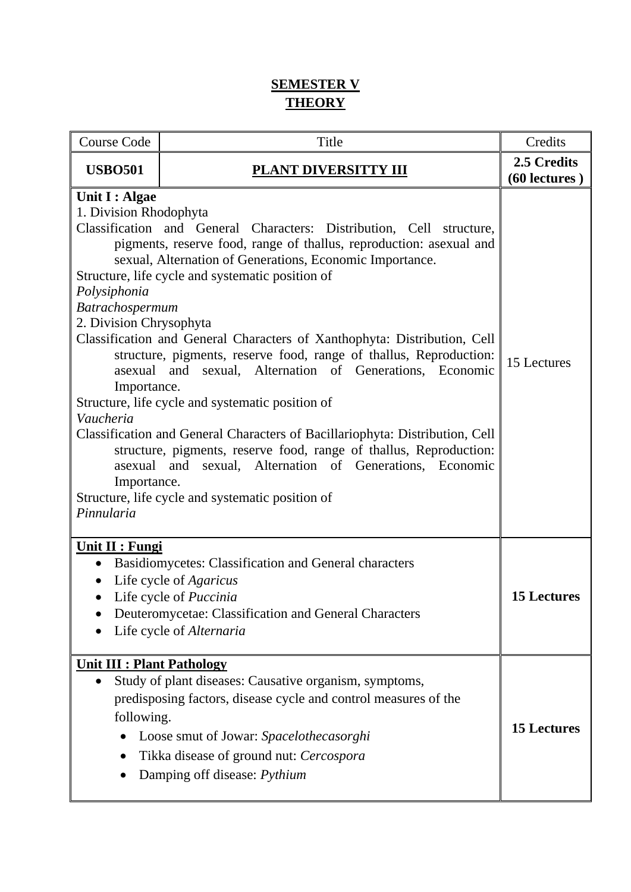# SEMESTER V

## THEORY

| Course Code | Title | Credits |
|---|---|---|
| **USBO501** | **PLANT DIVERSITTY III** | **2.5 Credits (60 lectures )** |
| **Unit I : Algae**<br>1. Division Rhodophyta<br>Classification and General Characters: Distribution, Cell structure, pigments, reserve food, range of thallus, reproduction: asexual and sexual, Alternation of Generations, Economic Importance.<br>Structure, life cycle and systematic position of<br>*Polysiphonia*<br>*Batrachospermum*<br>2. Division Chrysophyta<br>Classification and General Characters of Xanthophyta: Distribution, Cell structure, pigments, reserve food, range of thallus, Reproduction: asexual and sexual, Alternation of Generations, Economic Importance.<br>Structure, life cycle and systematic position of<br>*Vaucheria*<br>Classification and General Characters of Bacillariophyta: Distribution, Cell structure, pigments, reserve food, range of thallus, Reproduction: asexual and sexual, Alternation of Generations, Economic Importance.<br>Structure, life cycle and systematic position of<br>*Pinnularia* | | 15 Lectures |
| **Unit II : Fungi**<br>• Basidiomycetes: Classification and General characters<br>• Life cycle of *Agaricus*<br>• Life cycle of *Puccinia*<br>• Deuteromycetae: Classification and General Characters<br>• Life cycle of *Alternaria* | | **15 Lectures** |
| **Unit III : Plant Pathology**<br>• Study of plant diseases: Causative organism, symptoms, predisposing factors, disease cycle and control measures of the following.<br>  • Loose smut of Jowar: *Spacelothecasorghi*<br>  • Tikka disease of ground nut: *Cercospora*<br>  • Damping off disease: *Pythium* | | **15 Lectures** |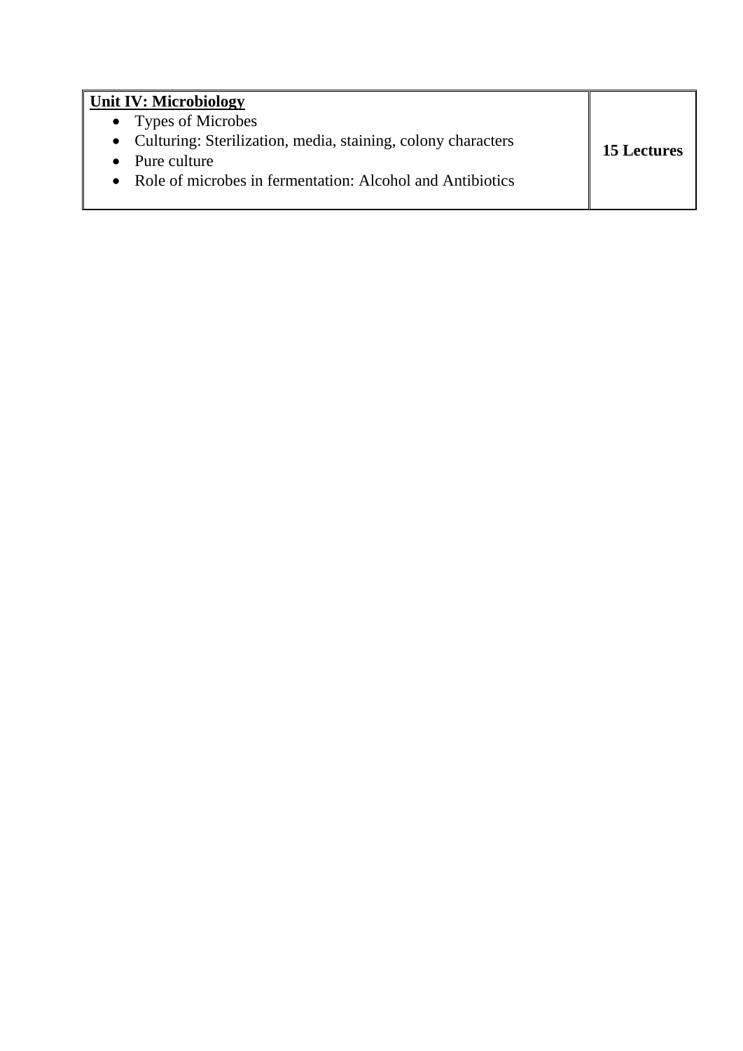| **<u>Unit IV: Microbiology</u>**<br>• Types of Microbes<br>• Culturing: Sterilization, media, staining, colony characters<br>• Pure culture<br>• Role of microbes in fermentation: Alcohol and Antibiotics | **15 Lectures** |
|---|---|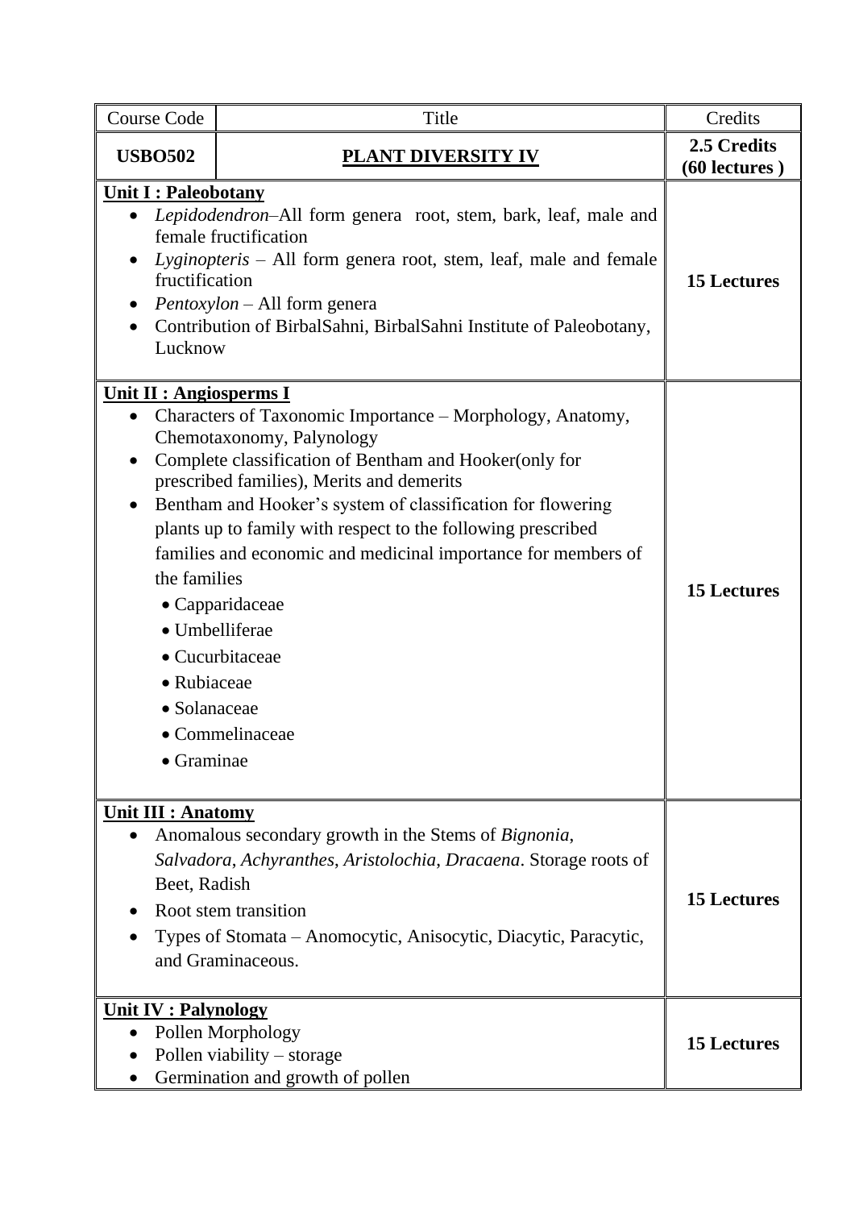| Course Code | Title | Credits |
|---|---|---|
| **USBO502** | **PLANT DIVERSITY IV** | **2.5 Credits (60 lectures )** |
| **Unit I : Paleobotany**<br>• *Lepidodendron*–All form genera root, stem, bark, leaf, male and female fructification<br>• *Lyginopteris* – All form genera root, stem, leaf, male and female fructification<br>• *Pentoxylon* – All form genera<br>• Contribution of BirbalSahni, BirbalSahni Institute of Paleobotany, Lucknow | | **15 Lectures** |
| **Unit II : Angiosperms I**<br>• Characters of Taxonomic Importance – Morphology, Anatomy, Chemotaxonomy, Palynology<br>• Complete classification of Bentham and Hooker(only for prescribed families), Merits and demerits<br>• Bentham and Hooker's system of classification for flowering plants up to family with respect to the following prescribed families and economic and medicinal importance for members of the families<br>  • Capparidaceae<br>  • Umbelliferae<br>  • Cucurbitaceae<br>  • Rubiaceae<br>  • Solanaceae<br>  • Commelinaceae<br>  • Graminae | | **15 Lectures** |
| **Unit III : Anatomy**<br>• Anomalous secondary growth in the Stems of *Bignonia*, *Salvadora*, *Achyranthes*, *Aristolochia*, *Dracaena*. Storage roots of Beet, Radish<br>• Root stem transition<br>• Types of Stomata – Anomocytic, Anisocytic, Diacytic, Paracytic, and Graminaceous. | | **15 Lectures** |
| **Unit IV : Palynology**<br>• Pollen Morphology<br>• Pollen viability – storage<br>• Germination and growth of pollen | | **15 Lectures** |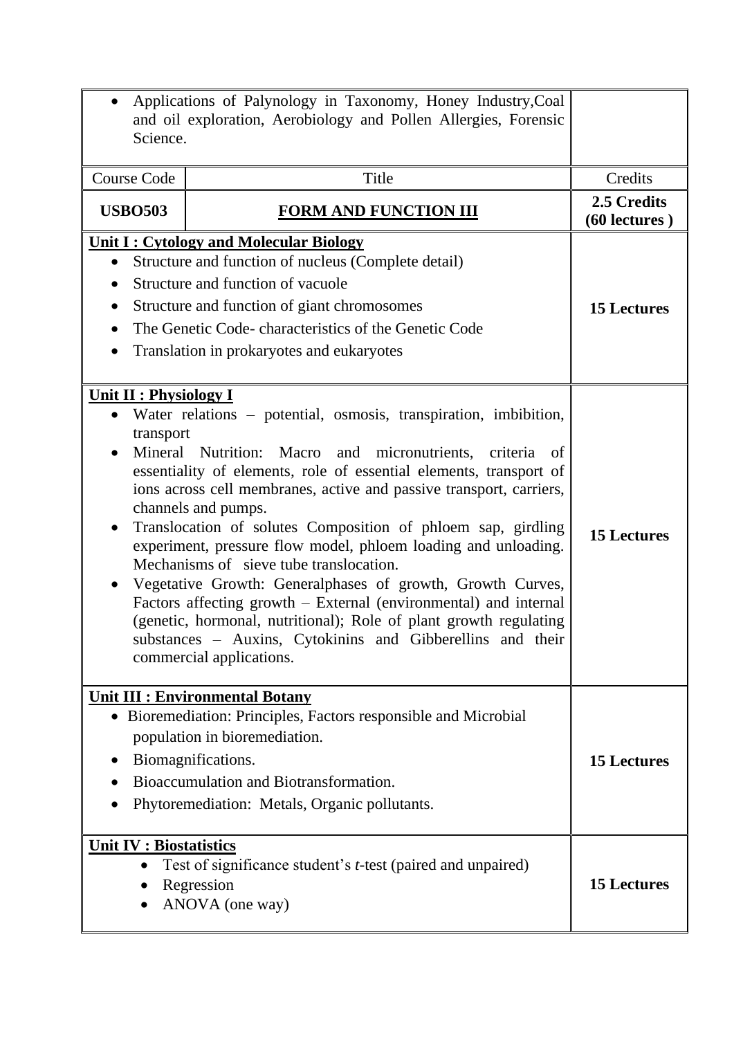| | | |
|---|---|---|
| • Applications of Palynology in Taxonomy, Honey Industry,Coal and oil exploration, Aerobiology and Pollen Allergies, Forensic Science. | | |
| Course Code | Title | Credits |
| **USBO503** | **<u>FORM AND FUNCTION III</u>** | **2.5 Credits (60 lectures )** |
| **<u>Unit I : Cytology and Molecular Biology</u>**<br>• Structure and function of nucleus (Complete detail)<br>• Structure and function of vacuole<br>• Structure and function of giant chromosomes<br>• The Genetic Code- characteristics of the Genetic Code<br>• Translation in prokaryotes and eukaryotes | | **15 Lectures** |
| **<u>Unit II : Physiology I</u>**<br>• Water relations – potential, osmosis, transpiration, imbibition, transport<br>• Mineral Nutrition: Macro and micronutrients, criteria of essentiality of elements, role of essential elements, transport of ions across cell membranes, active and passive transport, carriers, channels and pumps.<br>• Translocation of solutes Composition of phloem sap, girdling experiment, pressure flow model, phloem loading and unloading. Mechanisms of sieve tube translocation.<br>• Vegetative Growth: Generalphases of growth, Growth Curves, Factors affecting growth – External (environmental) and internal (genetic, hormonal, nutritional); Role of plant growth regulating substances – Auxins, Cytokinins and Gibberellins and their commercial applications. | | **15 Lectures** |
| **<u>Unit III : Environmental Botany</u>**<br>• Bioremediation: Principles, Factors responsible and Microbial population in bioremediation.<br>• Biomagnifications.<br>• Bioaccumulation and Biotransformation.<br>• Phytoremediation: Metals, Organic pollutants. | | **15 Lectures** |
| **<u>Unit IV : Biostatistics</u>**<br>• Test of significance student's *t*-test (paired and unpaired)<br>• Regression<br>• ANOVA (one way) | | **15 Lectures** |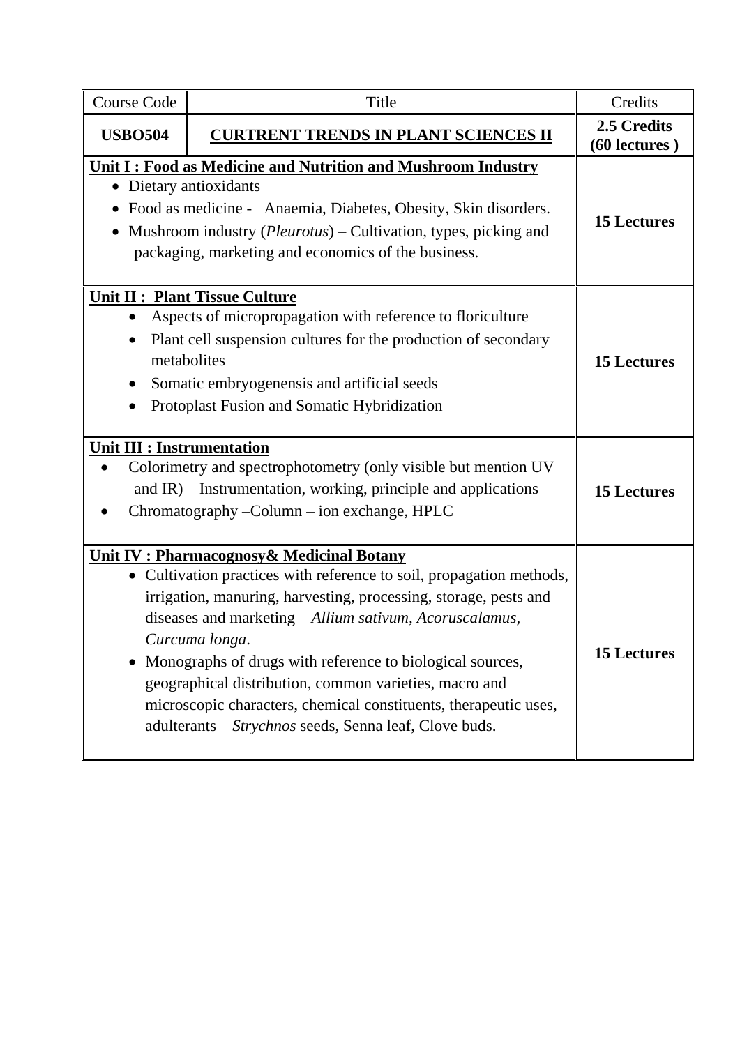| Course Code | Title | Credits |
|---|---|---|
| **USBO504** | **CURTRENT TRENDS IN PLANT SCIENCES II** | **2.5 Credits (60 lectures )** |
| **Unit I : Food as Medicine and Nutrition and Mushroom Industry**<br>• Dietary antioxidants<br>• Food as medicine - Anaemia, Diabetes, Obesity, Skin disorders.<br>• Mushroom industry (*Pleurotus*) – Cultivation, types, picking and packaging, marketing and economics of the business. | | **15 Lectures** |
| **Unit II : Plant Tissue Culture**<br>• Aspects of micropropagation with reference to floriculture<br>• Plant cell suspension cultures for the production of secondary metabolites<br>• Somatic embryogenensis and artificial seeds<br>• Protoplast Fusion and Somatic Hybridization | | **15 Lectures** |
| **Unit III : Instrumentation**<br>• Colorimetry and spectrophotometry (only visible but mention UV and IR) – Instrumentation, working, principle and applications<br>• Chromatography –Column – ion exchange, HPLC | | **15 Lectures** |
| **Unit IV : Pharmacognosy& Medicinal Botany**<br>• Cultivation practices with reference to soil, propagation methods, irrigation, manuring, harvesting, processing, storage, pests and diseases and marketing – *Allium sativum, Acoruscalamus, Curcuma longa*.<br>• Monographs of drugs with reference to biological sources, geographical distribution, common varieties, macro and microscopic characters, chemical constituents, therapeutic uses, adulterants – *Strychnos* seeds, Senna leaf, Clove buds. | | **15 Lectures** |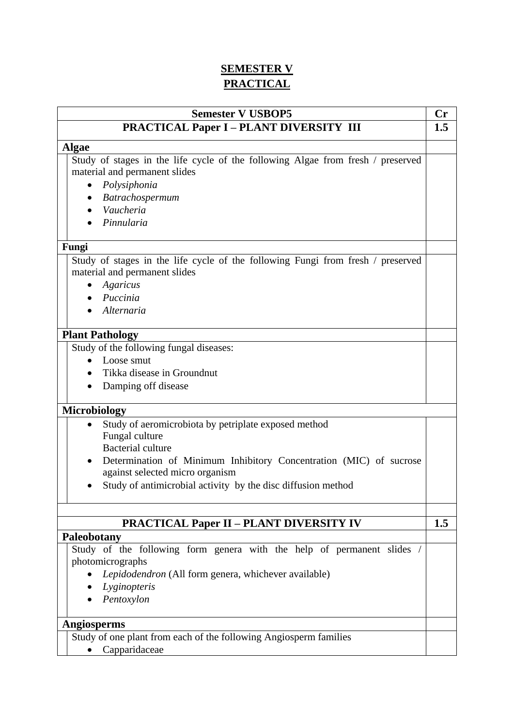## SEMESTER V
## PRACTICAL

| Semester V USBOP5 | Cr |
|---|---|
| **PRACTICAL Paper I – PLANT DIVERSITY III** | **1.5** |
| **Algae** | |
| Study of stages in the life cycle of the following Algae from fresh / preserved material and permanent slides<br>• *Polysiphonia*<br>• *Batrachospermum*<br>• *Vaucheria*<br>• *Pinnularia* | |
| **Fungi** | |
| Study of stages in the life cycle of the following Fungi from fresh / preserved material and permanent slides<br>• *Agaricus*<br>• *Puccinia*<br>• *Alternaria* | |
| **Plant Pathology** | |
| Study of the following fungal diseases:<br>• Loose smut<br>• Tikka disease in Groundnut<br>• Damping off disease | |
| **Microbiology** | |
| • Study of aeromicrobiota by petriplate exposed method<br>Fungal culture<br>Bacterial culture<br>• Determination of Minimum Inhibitory Concentration (MIC) of sucrose against selected micro organism<br>• Study of antimicrobial activity by the disc diffusion method | |
| | |
| **PRACTICAL Paper II – PLANT DIVERSITY IV** | **1.5** |
| **Paleobotany** | |
| Study of the following form genera with the help of permanent slides / photomicrographs<br>• *Lepidodendron* (All form genera, whichever available)<br>• *Lyginopteris*<br>• *Pentoxylon* | |
| **Angiosperms** | |
| Study of one plant from each of the following Angiosperm families<br>• Capparidaceae | |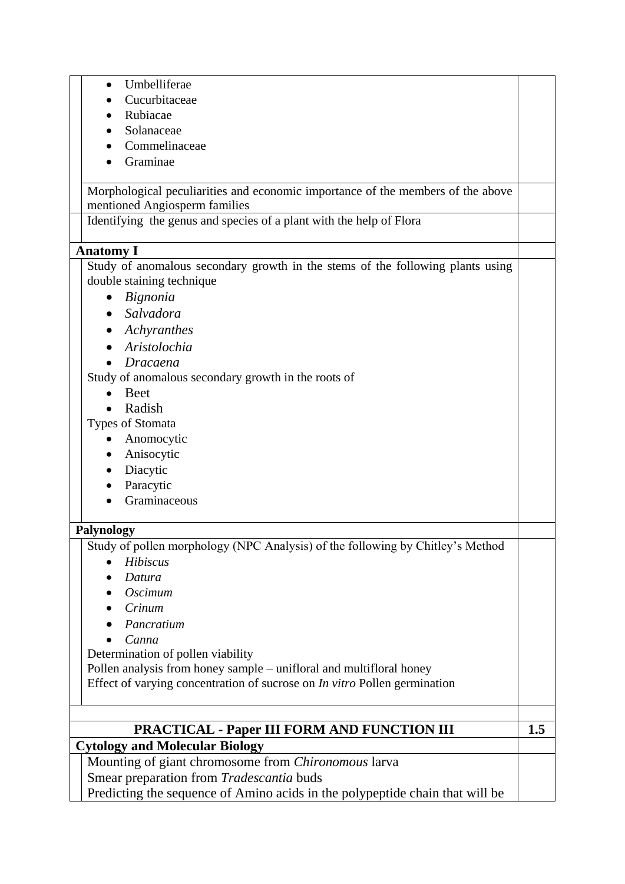- Umbelliferae
- Cucurbitaceae
- Rubiacae
- Solanaceae
- Commelinaceae
- Graminae

Morphological peculiarities and economic importance of the members of the above mentioned Angiosperm families

Identifying the genus and species of a plant with the help of Flora

**Anatomy I**

Study of anomalous secondary growth in the stems of the following plants using double staining technique

- *Bignonia*
- *Salvadora*
- *Achyranthes*
- *Aristolochia*
- *Dracaena*

Study of anomalous secondary growth in the roots of

- Beet
- Radish

Types of Stomata

- Anomocytic
- Anisocytic
- Diacytic
- Paracytic
- Graminaceous

**Palynology**

Study of pollen morphology (NPC Analysis) of the following by Chitley's Method

- *Hibiscus*
- *Datura*
- *Oscimum*
- *Crinum*
- *Pancratium*
- *Canna*

Determination of pollen viability

Pollen analysis from honey sample – unifloral and multifloral honey

Effect of varying concentration of sucrose on *In vitro* Pollen germination

| **PRACTICAL - Paper III FORM AND FUNCTION III** | **1.5** |
|---|---|

**Cytology and Molecular Biology**

Mounting of giant chromosome from *Chironomous* larva

Smear preparation from *Tradescantia* buds

Predicting the sequence of Amino acids in the polypeptide chain that will be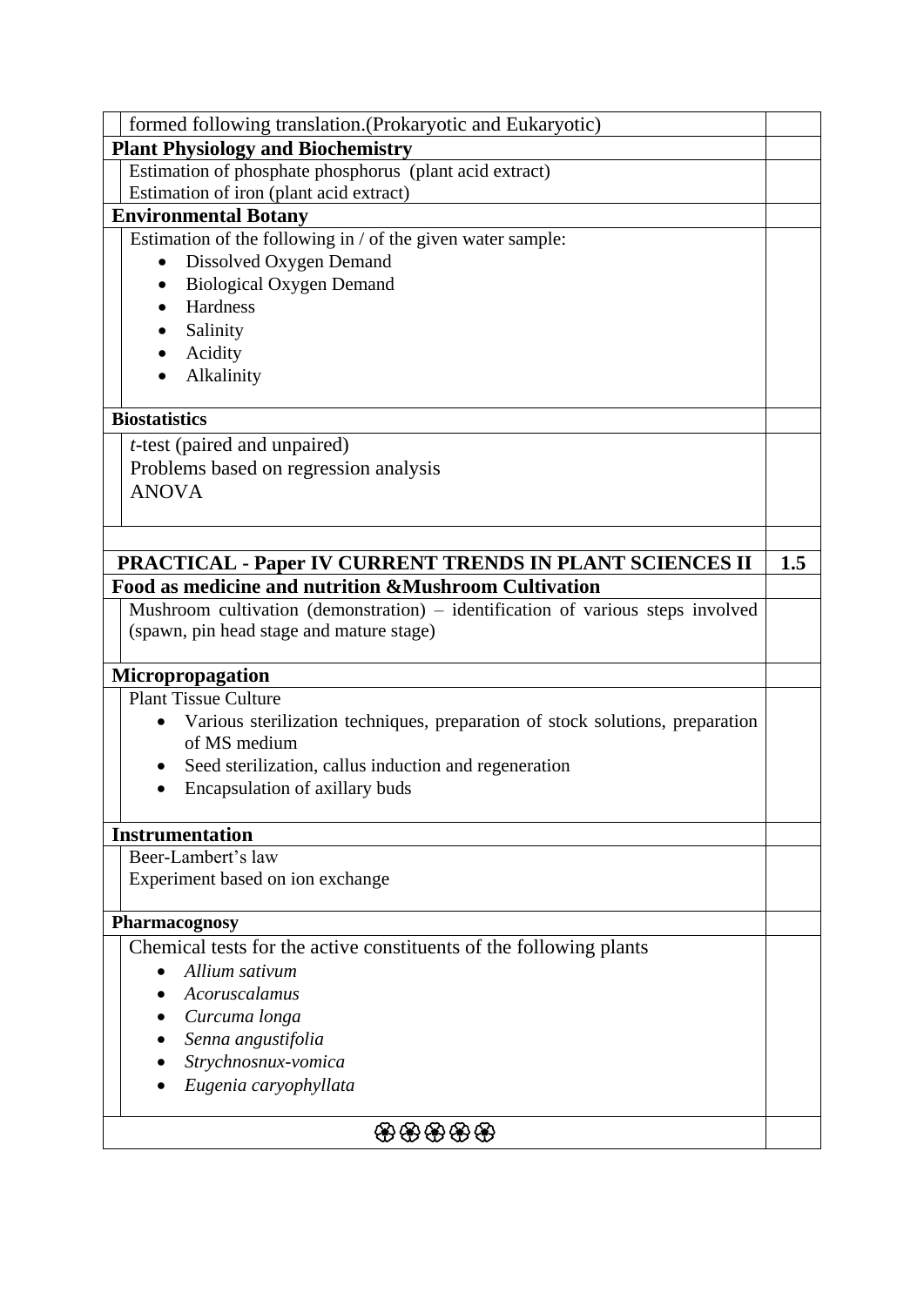| | |
|---|---|
| formed following translation.(Prokaryotic and Eukaryotic) | |
| **Plant Physiology and Biochemistry** | |
| Estimation of phosphate phosphorus (plant acid extract)<br>Estimation of iron (plant acid extract) | |
| **Environmental Botany** | |
| Estimation of the following in / of the given water sample:<br>• Dissolved Oxygen Demand<br>• Biological Oxygen Demand<br>• Hardness<br>• Salinity<br>• Acidity<br>• Alkalinity | |
| **Biostatistics** | |
| *t*-test (paired and unpaired)<br>Problems based on regression analysis<br>ANOVA | |
| | |
| **PRACTICAL - Paper IV CURRENT TRENDS IN PLANT SCIENCES II** | **1.5** |
| **Food as medicine and nutrition &Mushroom Cultivation** | |
| Mushroom cultivation (demonstration) – identification of various steps involved (spawn, pin head stage and mature stage) | |
| **Micropropagation** | |
| Plant Tissue Culture<br>• Various sterilization techniques, preparation of stock solutions, preparation of MS medium<br>• Seed sterilization, callus induction and regeneration<br>• Encapsulation of axillary buds | |
| **Instrumentation** | |
| Beer-Lambert's law<br>Experiment based on ion exchange | |
| **Pharmacognosy** | |
| Chemical tests for the active constituents of the following plants<br>• *Allium sativum*<br>• *Acoruscalamus*<br>• *Curcuma longa*<br>• *Senna angustifolia*<br>• *Strychnosnux-vomica*<br>• *Eugenia caryophyllata* | |
| ✿✿✿✿✿ | |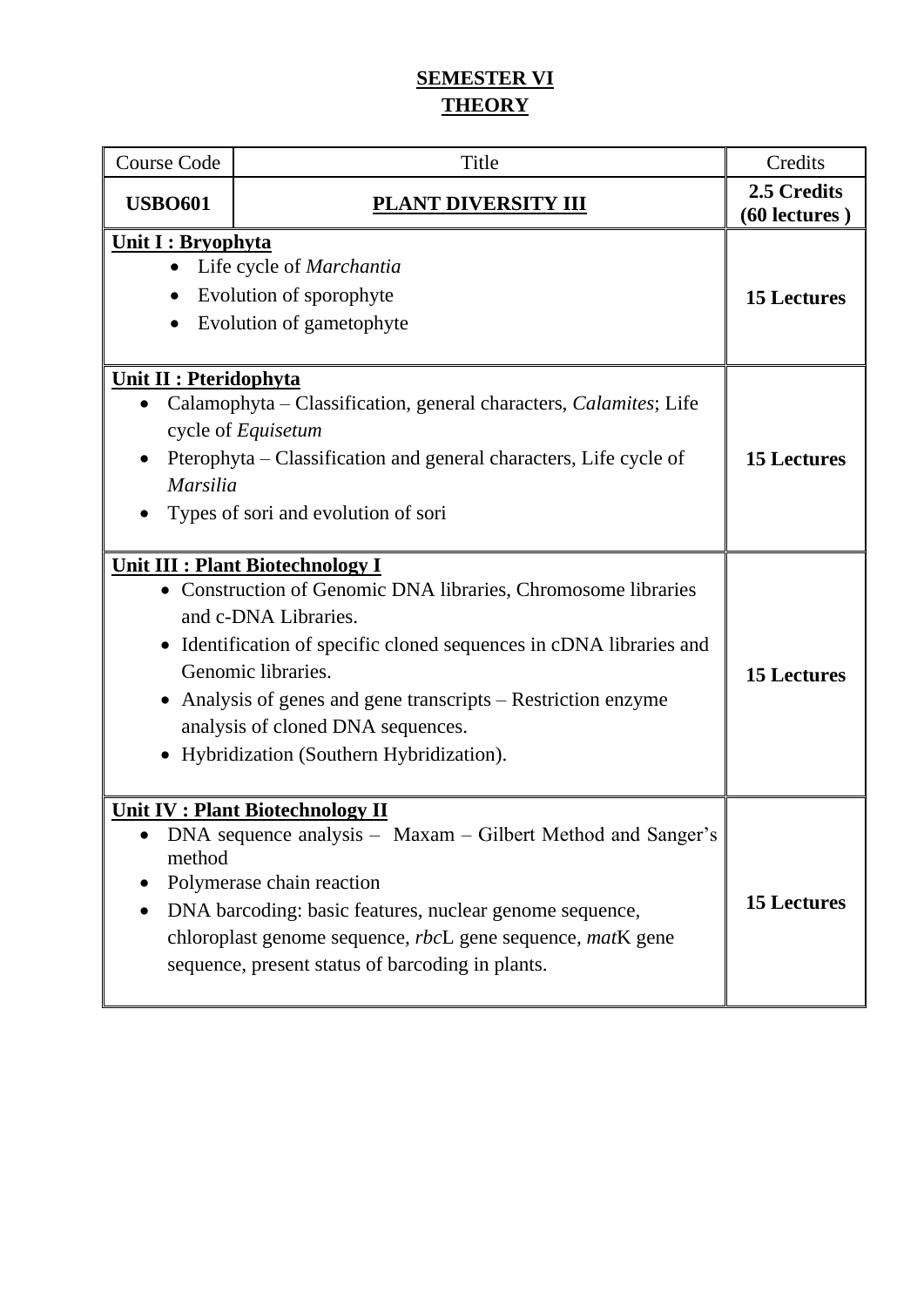## SEMESTER VI

## THEORY

| Course Code | Title | Credits |
|---|---|---|
| **USBO601** | **PLANT DIVERSITY III** | **2.5 Credits (60 lectures )** |
| **Unit I : Bryophyta**<br>• Life cycle of *Marchantia*<br>• Evolution of sporophyte<br>• Evolution of gametophyte | | **15 Lectures** |
| **Unit II : Pteridophyta**<br>• Calamophyta – Classification, general characters, *Calamites*; Life cycle of *Equisetum*<br>• Pterophyta – Classification and general characters, Life cycle of *Marsilia*<br>• Types of sori and evolution of sori | | **15 Lectures** |
| **Unit III : Plant Biotechnology I**<br>• Construction of Genomic DNA libraries, Chromosome libraries and c-DNA Libraries.<br>• Identification of specific cloned sequences in cDNA libraries and Genomic libraries.<br>• Analysis of genes and gene transcripts – Restriction enzyme analysis of cloned DNA sequences.<br>• Hybridization (Southern Hybridization). | | **15 Lectures** |
| **Unit IV : Plant Biotechnology II**<br>• DNA sequence analysis – Maxam – Gilbert Method and Sanger's method<br>• Polymerase chain reaction<br>• DNA barcoding: basic features, nuclear genome sequence, chloroplast genome sequence, *rbc*L gene sequence, *mat*K gene sequence, present status of barcoding in plants. | | **15 Lectures** |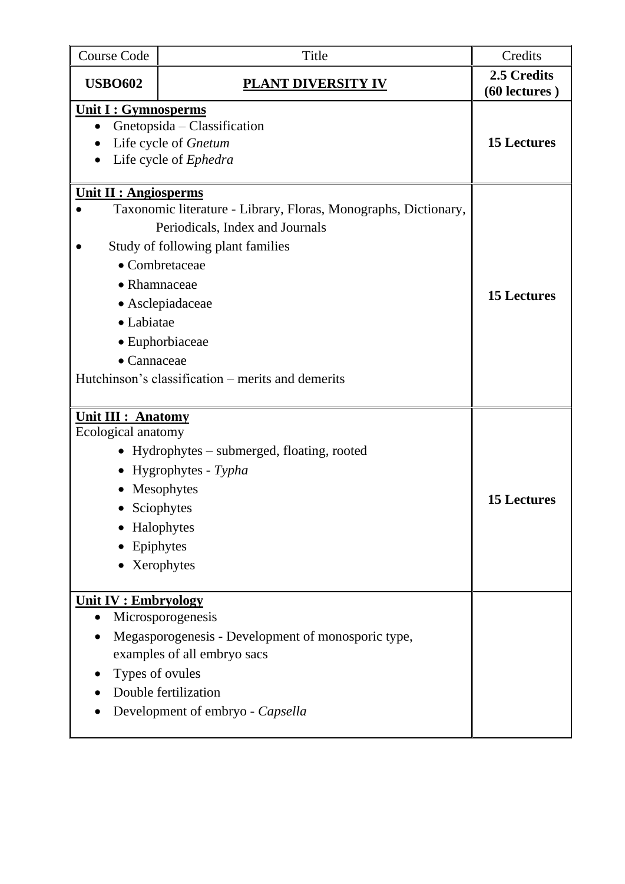| Course Code | Title | Credits |
|---|---|---|
| **USBO602** | **PLANT DIVERSITY IV** | **2.5 Credits (60 lectures )** |
| **Unit I : Gymnosperms**<br>• Gnetopsida – Classification<br>• Life cycle of *Gnetum*<br>• Life cycle of *Ephedra* | | **15 Lectures** |
| **Unit II : Angiosperms**<br>• Taxonomic literature - Library, Floras, Monographs, Dictionary, Periodicals, Index and Journals<br>• Study of following plant families<br>  • Combretaceae<br>  • Rhamnaceae<br>  • Asclepiadaceae<br>  • Labiatae<br>  • Euphorbiaceae<br>  • Cannaceae<br>Hutchinson's classification – merits and demerits | | **15 Lectures** |
| **Unit III : Anatomy**<br>Ecological anatomy<br>• Hydrophytes – submerged, floating, rooted<br>• Hygrophytes - *Typha*<br>• Mesophytes<br>• Sciophytes<br>• Halophytes<br>• Epiphytes<br>• Xerophytes | | **15 Lectures** |
| **Unit IV : Embryology**<br>• Microsporogenesis<br>• Megasporogenesis - Development of monosporic type, examples of all embryo sacs<br>• Types of ovules<br>• Double fertilization<br>• Development of embryo - *Capsella* | | |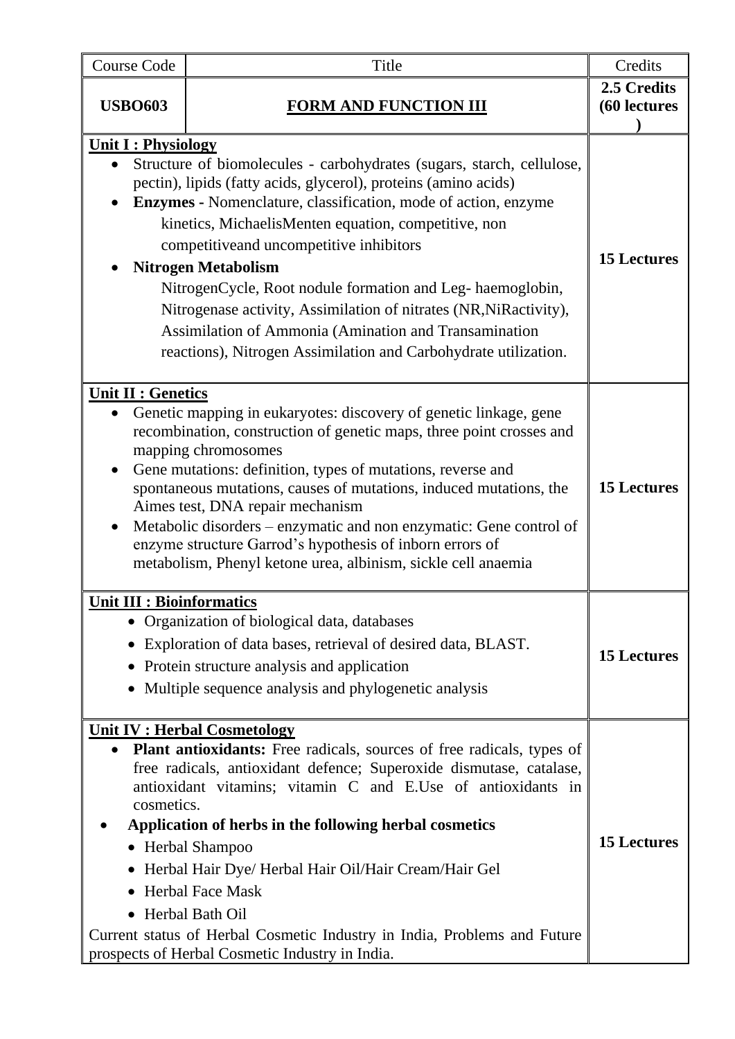| Course Code | Title | Credits |
|---|---|---|
| **USBO603** | **FORMAND FUNCTION III** | **2.5 Credits (60 lectures )** |
| **Unit I : Physiology**<br>• Structure of biomolecules - carbohydrates (sugars, starch, cellulose, pectin), lipids (fatty acids, glycerol), proteins (amino acids)<br>• **Enzymes -** Nomenclature, classification, mode of action, enzyme kinetics, MichaelisMenten equation, competitive, non competitiveand uncompetitive inhibitors<br>• **Nitrogen Metabolism**<br>NitrogenCycle, Root nodule formation and Leg- haemoglobin, Nitrogenase activity, Assimilation of nitrates (NR,NiRactivity), Assimilation of Ammonia (Amination and Transamination reactions), Nitrogen Assimilation and Carbohydrate utilization. | | **15 Lectures** |
| **Unit II : Genetics**<br>• Genetic mapping in eukaryotes: discovery of genetic linkage, gene recombination, construction of genetic maps, three point crosses and mapping chromosomes<br>• Gene mutations: definition, types of mutations, reverse and spontaneous mutations, causes of mutations, induced mutations, the Aimes test, DNA repair mechanism<br>• Metabolic disorders – enzymatic and non enzymatic: Gene control of enzyme structure Garrod's hypothesis of inborn errors of metabolism, Phenyl ketone urea, albinism, sickle cell anaemia | | **15 Lectures** |
| **Unit III : Bioinformatics**<br>• Organization of biological data, databases<br>• Exploration of data bases, retrieval of desired data, BLAST.<br>• Protein structure analysis and application<br>• Multiple sequence analysis and phylogenetic analysis | | **15 Lectures** |
| **Unit IV : Herbal Cosmetology**<br>• **Plant antioxidants:** Free radicals, sources of free radicals, types of free radicals, antioxidant defence; Superoxide dismutase, catalase, antioxidant vitamins; vitamin C and E.Use of antioxidants in cosmetics.<br>• **Application of herbs in the following herbal cosmetics**<br>• Herbal Shampoo<br>• Herbal Hair Dye/ Herbal Hair Oil/Hair Cream/Hair Gel<br>• Herbal Face Mask<br>• Herbal Bath Oil<br>Current status of Herbal Cosmetic Industry in India, Problems and Future prospects of Herbal Cosmetic Industry in India. | | **15 Lectures** |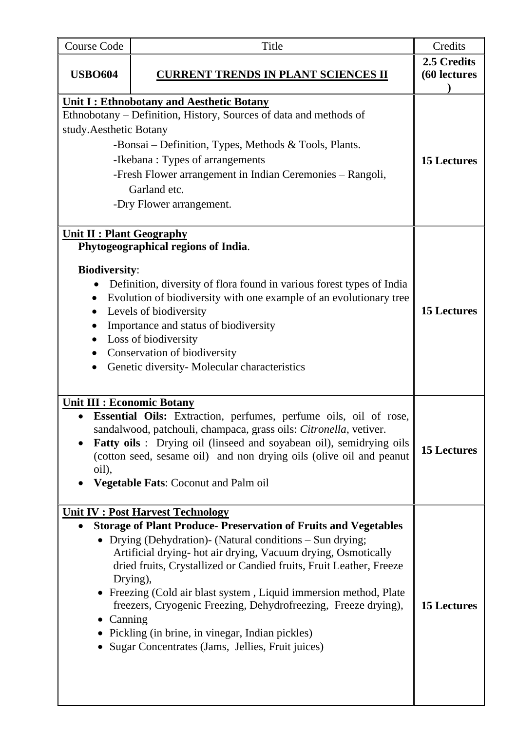| Course Code | Title | Credits |
|---|---|---|
| **USBO604** | **<u>CURRENT TRENDS IN PLANT SCIENCES II</u>** | **2.5 Credits (60 lectures )** |
| **<u>Unit I : Ethnobotany and Aesthetic Botany</u>**<br>Ethnobotany – Definition, History, Sources of data and methods of study.Aesthetic Botany<br>-Bonsai – Definition, Types, Methods & Tools, Plants.<br>-Ikebana : Types of arrangements<br>-Fresh Flower arrangement in Indian Ceremonies – Rangoli, Garland etc.<br>-Dry Flower arrangement. | | **15 Lectures** |
| **<u>Unit II : Plant Geography</u>**<br>**Phytogeographical regions of India**.<br>**Biodiversity**:<br>• Definition, diversity of flora found in various forest types of India<br>• Evolution of biodiversity with one example of an evolutionary tree<br>• Levels of biodiversity<br>• Importance and status of biodiversity<br>• Loss of biodiversity<br>• Conservation of biodiversity<br>• Genetic diversity- Molecular characteristics | | **15 Lectures** |
| **<u>Unit III : Economic Botany</u>**<br>• **Essential Oils:** Extraction, perfumes, perfume oils, oil of rose, sandalwood, patchouli, champaca, grass oils: *Citronella*, vetiver.<br>• **Fatty oils** : Drying oil (linseed and soyabean oil), semidrying oils (cotton seed, sesame oil) and non drying oils (olive oil and peanut oil),<br>• **Vegetable Fats**: Coconut and Palm oil | | **15 Lectures** |
| **<u>Unit IV : Post Harvest Technology</u>**<br>• **Storage of Plant Produce- Preservation of Fruits and Vegetables**<br>  • Drying (Dehydration)- (Natural conditions – Sun drying; Artificial drying- hot air drying, Vacuum drying, Osmotically dried fruits, Crystallized or Candied fruits, Fruit Leather, Freeze Drying),<br>  • Freezing (Cold air blast system , Liquid immersion method, Plate freezers, Cryogenic Freezing, Dehydrofreezing, Freeze drying),<br>  • Canning<br>  • Pickling (in brine, in vinegar, Indian pickles)<br>  • Sugar Concentrates (Jams, Jellies, Fruit juices) | | **15 Lectures** |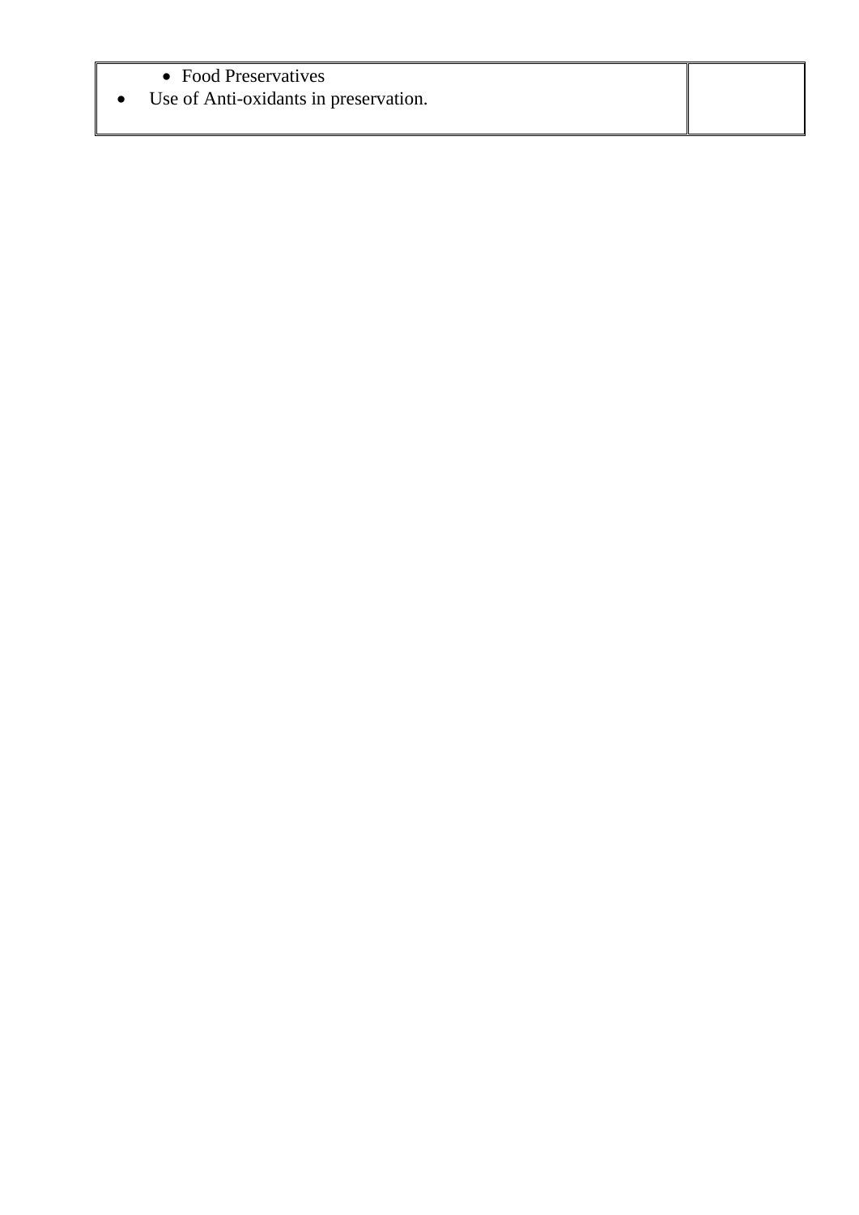| Content | |
| --- | --- |
| • Food Preservatives<br>• Use of Anti-oxidants in preservation. | |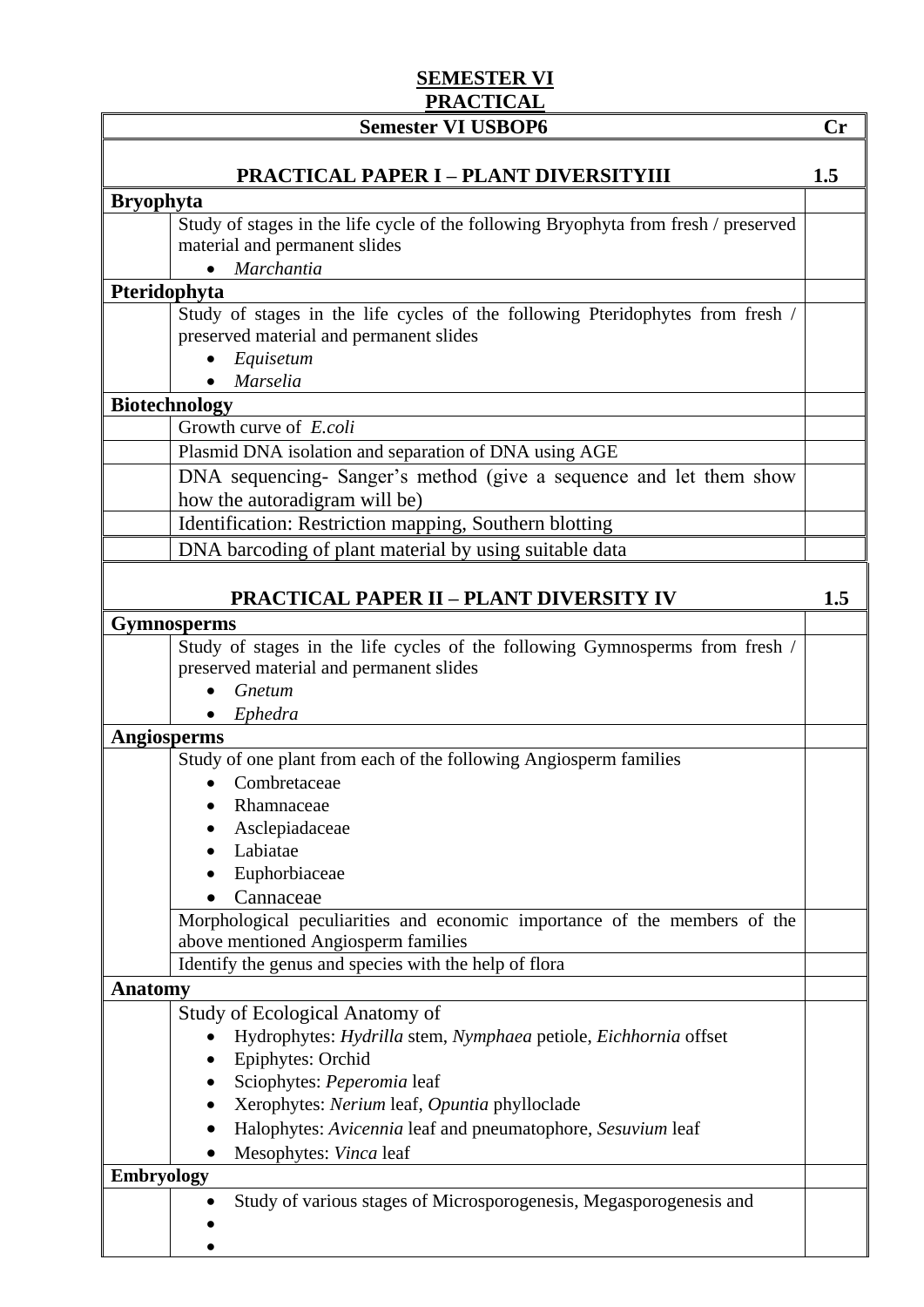**SEMESTER VI**
**PRACTICAL**

| Semester VI USBOP6 | | Cr |
|---|---|---|
| **PRACTICAL PAPER I – PLANT DIVERSITYIII** | | **1.5** |
| **Bryophyta** | | |
| | Study of stages in the life cycle of the following Bryophyta from fresh / preserved material and permanent slides<br>• *Marchantia* | |
| **Pteridophyta** | | |
| | Study of stages in the life cycles of the following Pteridophytes from fresh / preserved material and permanent slides<br>• *Equisetum*<br>• *Marselia* | |
| **Biotechnology** | | |
| | Growth curve of *E.coli* | |
| | Plasmid DNA isolation and separation of DNA using AGE | |
| | DNA sequencing- Sanger's method (give a sequence and let them show how the autoradigram will be) | |
| | Identification: Restriction mapping, Southern blotting | |
| | DNA barcoding of plant material by using suitable data | |
| **PRACTICAL PAPER II – PLANT DIVERSITY IV** | | **1.5** |
| **Gymnosperms** | | |
| | Study of stages in the life cycles of the following Gymnosperms from fresh / preserved material and permanent slides<br>• *Gnetum*<br>• *Ephedra* | |
| **Angiosperms** | | |
| | Study of one plant from each of the following Angiosperm families<br>• Combretaceae<br>• Rhamnaceae<br>• Asclepiadaceae<br>• Labiatae<br>• Euphorbiaceae<br>• Cannaceae | |
| | Morphological peculiarities and economic importance of the members of the above mentioned Angiosperm families | |
| | Identify the genus and species with the help of flora | |
| **Anatomy** | | |
| | Study of Ecological Anatomy of<br>• Hydrophytes: *Hydrilla* stem, *Nymphaea* petiole, *Eichhornia* offset<br>• Epiphytes: Orchid<br>• Sciophytes: *Peperomia* leaf<br>• Xerophytes: *Nerium* leaf, *Opuntia* phylloclade<br>• Halophytes: *Avicennia* leaf and pneumatophore, *Sesuvium* leaf<br>• Mesophytes: *Vinca* leaf | |
| **Embryology** | | |
| | • Study of various stages of Microsporogenesis, Megasporogenesis and<br>•<br>• | |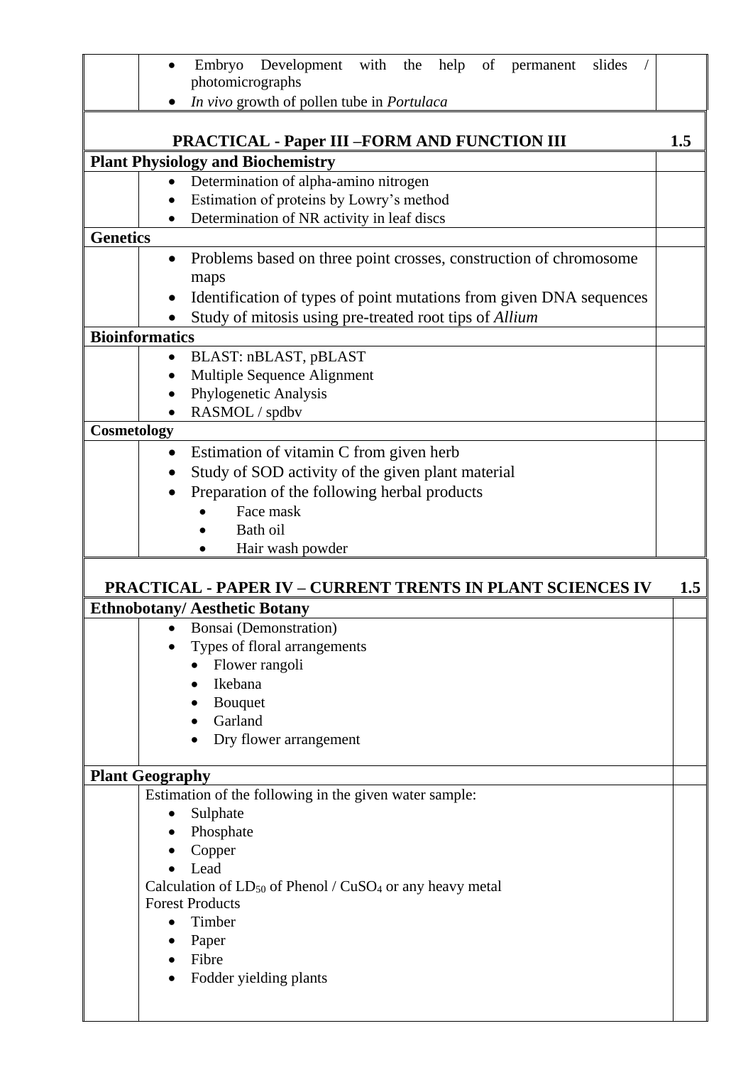| | | |
|---|---|---|
| | • Embryo Development with the help of permanent slides / photomicrographs<br>• *In vivo* growth of pollen tube in *Portulaca* | |

| **PRACTICAL - Paper III –FORM AND FUNCTION III** | | **1.5** |
|---|---|---|
| **Plant Physiology and Biochemistry** | | |
| | • Determination of alpha-amino nitrogen<br>• Estimation of proteins by Lowry's method<br>• Determination of NR activity in leaf discs | |
| **Genetics** | | |
| | • Problems based on three point crosses, construction of chromosome maps<br>• Identification of types of point mutations from given DNA sequences<br>• Study of mitosis using pre-treated root tips of *Allium* | |
| **Bioinformatics** | | |
| | • BLAST: nBLAST, pBLAST<br>• Multiple Sequence Alignment<br>• Phylogenetic Analysis<br>• RASMOL / spdbv | |
| **Cosmetology** | | |
| | • Estimation of vitamin C from given herb<br>• Study of SOD activity of the given plant material<br>• Preparation of the following herbal products<br>&nbsp;&nbsp;&nbsp;&nbsp;• Face mask<br>&nbsp;&nbsp;&nbsp;&nbsp;• Bath oil<br>&nbsp;&nbsp;&nbsp;&nbsp;• Hair wash powder | |

| **PRACTICAL - PAPER IV – CURRENT TRENTS IN PLANT SCIENCES IV** | | **1.5** |
|---|---|---|
| **Ethnobotany/ Aesthetic Botany** | | |
| | • Bonsai (Demonstration)<br>• Types of floral arrangements<br>&nbsp;&nbsp;&nbsp;&nbsp;• Flower rangoli<br>&nbsp;&nbsp;&nbsp;&nbsp;• Ikebana<br>&nbsp;&nbsp;&nbsp;&nbsp;• Bouquet<br>&nbsp;&nbsp;&nbsp;&nbsp;• Garland<br>&nbsp;&nbsp;&nbsp;&nbsp;• Dry flower arrangement | |
| **Plant Geography** | | |
| | Estimation of the following in the given water sample:<br>• Sulphate<br>• Phosphate<br>• Copper<br>• Lead<br>Calculation of $LD_{50}$ of Phenol / $CuSO_4$ or any heavy metal<br>Forest Products<br>• Timber<br>• Paper<br>• Fibre<br>• Fodder yielding plants | |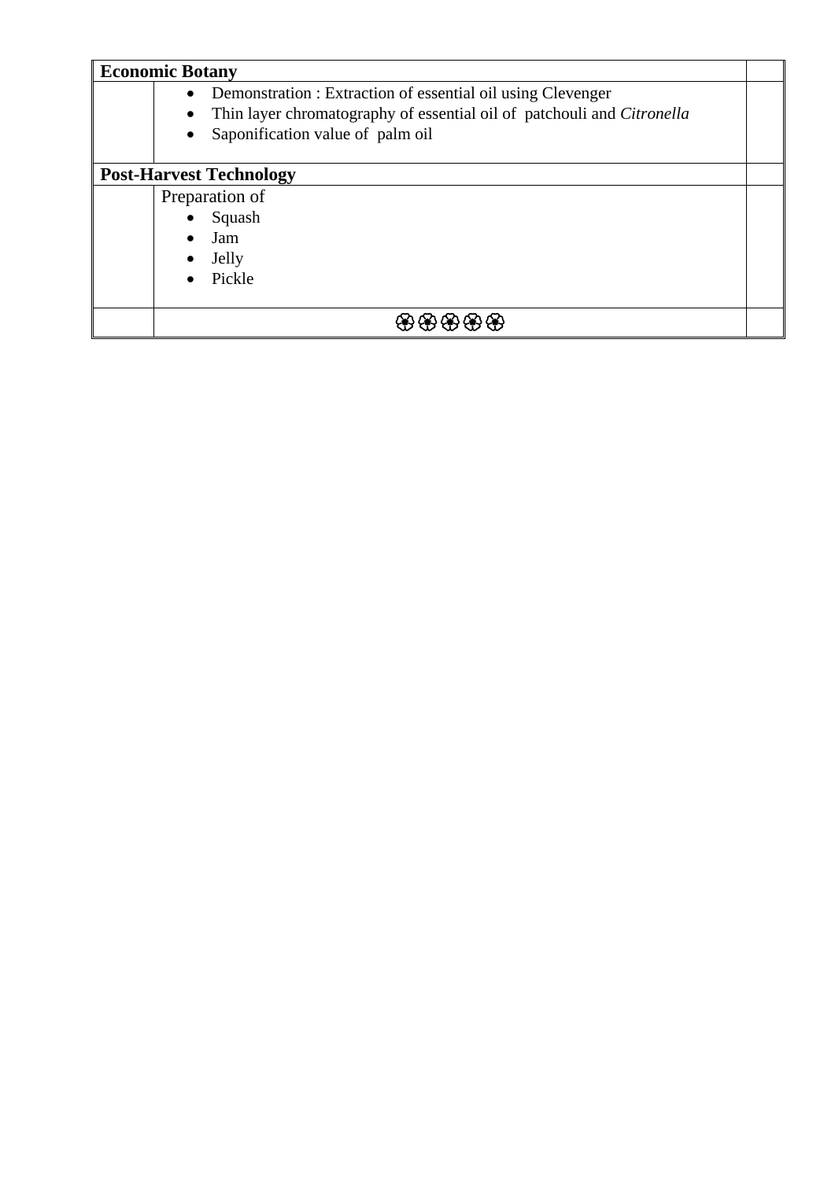| **Economic Botany** | | |
|---|---|---|
| | • Demonstration : Extraction of essential oil using Clevenger<br>• Thin layer chromatography of essential oil of patchouli and *Citronella*<br>• Saponification value of palm oil | |
| **Post-Harvest Technology** | | |
| | Preparation of<br>• Squash<br>• Jam<br>• Jelly<br>• Pickle | |
| | ❀❀❀❀❀ | |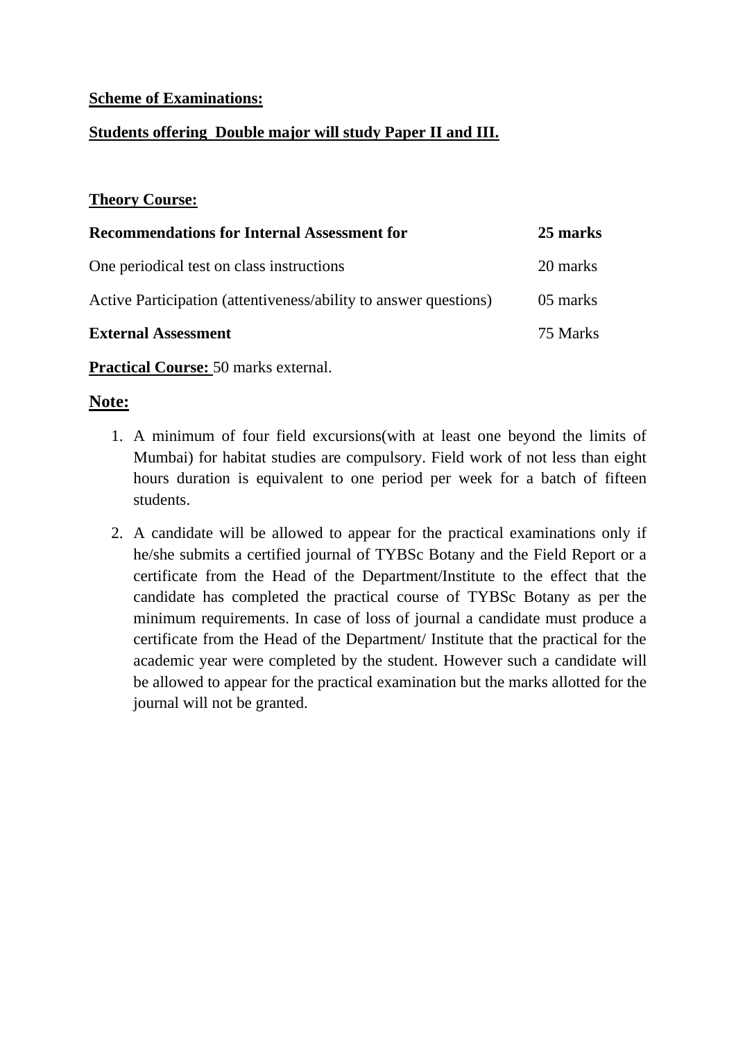**Scheme of Examinations:**

**Students offering  Double major will study Paper II and III.**

**Theory Course:**

| **Recommendations for Internal Assessment for** | **25 marks** |
|---|---|
| One periodical test on class instructions | 20 marks |
| Active Participation (attentiveness/ability to answer questions) | 05 marks |
| **External Assessment** | 75 Marks |

**Practical Course:** 50 marks external.

## Note:

1. A minimum of four field excursions(with at least one beyond the limits of Mumbai) for habitat studies are compulsory. Field work of not less than eight hours duration is equivalent to one period per week for a batch of fifteen students.
2. A candidate will be allowed to appear for the practical examinations only if he/she submits a certified journal of TYBSc Botany and the Field Report or a certificate from the Head of the Department/Institute to the effect that the candidate has completed the practical course of TYBSc Botany as per the minimum requirements. In case of loss of journal a candidate must produce a certificate from the Head of the Department/ Institute that the practical for the academic year were completed by the student. However such a candidate will be allowed to appear for the practical examination but the marks allotted for the journal will not be granted.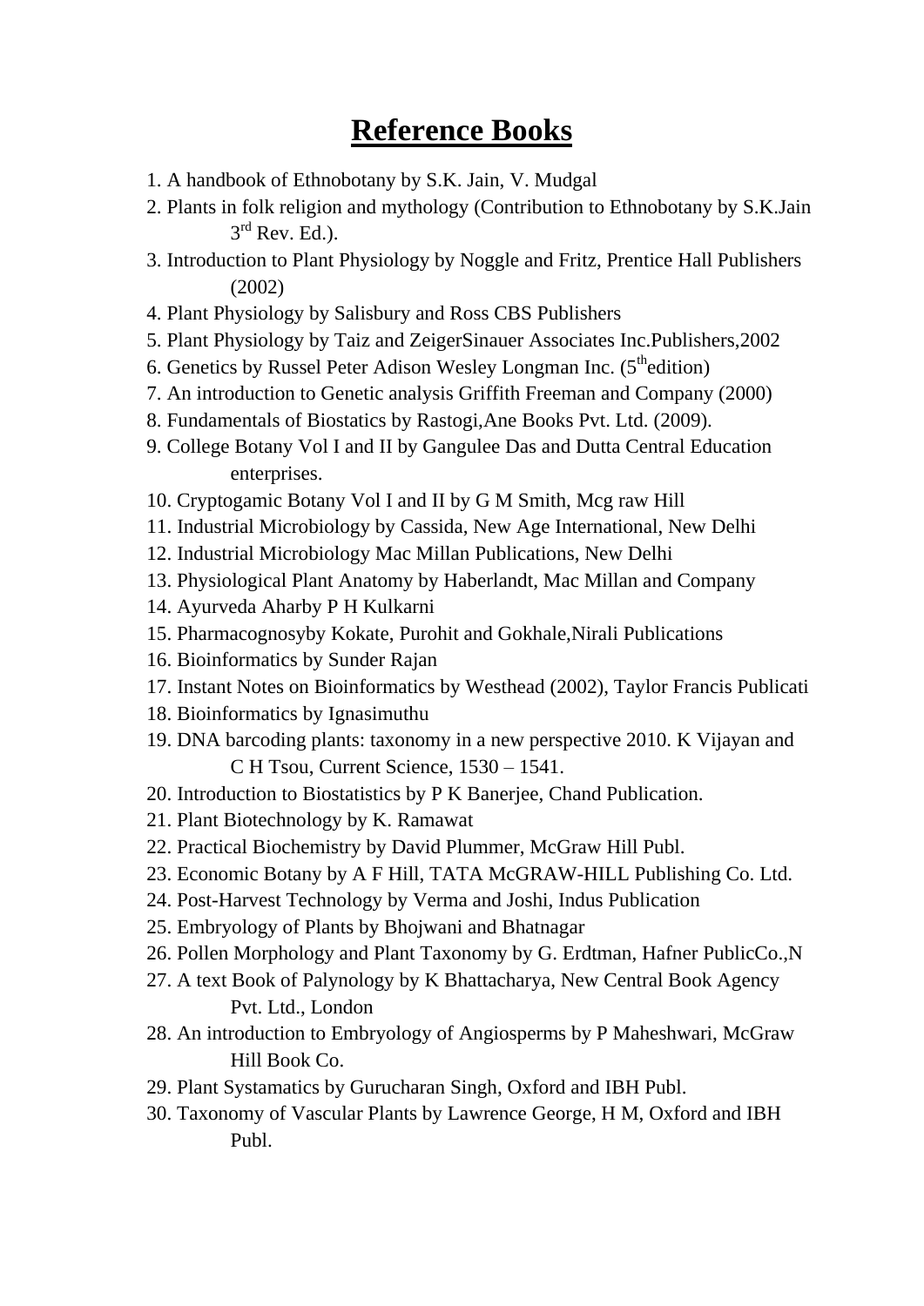# Reference Books

1. A handbook of Ethnobotany by S.K. Jain, V. Mudgal
2. Plants in folk religion and mythology (Contribution to Ethnobotany by S.K.Jain 3rd Rev. Ed.).
3. Introduction to Plant Physiology by Noggle and Fritz, Prentice Hall Publishers (2002)
4. Plant Physiology by Salisbury and Ross CBS Publishers
5. Plant Physiology by Taiz and ZeigerSinauer Associates Inc.Publishers,2002
6. Genetics by Russel Peter Adison Wesley Longman Inc. (5thedition)
7. An introduction to Genetic analysis Griffith Freeman and Company (2000)
8. Fundamentals of Biostatics by Rastogi,Ane Books Pvt. Ltd. (2009).
9. College Botany Vol I and II by Gangulee Das and Dutta Central Education enterprises.
10. Cryptogamic Botany Vol I and II by G M Smith, Mcg raw Hill
11. Industrial Microbiology by Cassida, New Age International, New Delhi
12. Industrial Microbiology Mac Millan Publications, New Delhi
13. Physiological Plant Anatomy by Haberlandt, Mac Millan and Company
14. Ayurveda Aharby P H Kulkarni
15. Pharmacognosyby Kokate, Purohit and Gokhale,Nirali Publications
16. Bioinformatics by Sunder Rajan
17. Instant Notes on Bioinformatics by Westhead (2002), Taylor Francis Publicati
18. Bioinformatics by Ignasimuthu
19. DNA barcoding plants: taxonomy in a new perspective 2010. K Vijayan and C H Tsou, Current Science, 1530 – 1541.
20. Introduction to Biostatistics by P K Banerjee, Chand Publication.
21. Plant Biotechnology by K. Ramawat
22. Practical Biochemistry by David Plummer, McGraw Hill Publ.
23. Economic Botany by A F Hill, TATA McGRAW-HILL Publishing Co. Ltd.
24. Post-Harvest Technology by Verma and Joshi, Indus Publication
25. Embryology of Plants by Bhojwani and Bhatnagar
26. Pollen Morphology and Plant Taxonomy by G. Erdtman, Hafner PublicCo.,N
27. A text Book of Palynology by K Bhattacharya, New Central Book Agency Pvt. Ltd., London
28. An introduction to Embryology of Angiosperms by P Maheshwari, McGraw Hill Book Co.
29. Plant Systamatics by Gurucharan Singh, Oxford and IBH Publ.
30. Taxonomy of Vascular Plants by Lawrence George, H M, Oxford and IBH Publ.